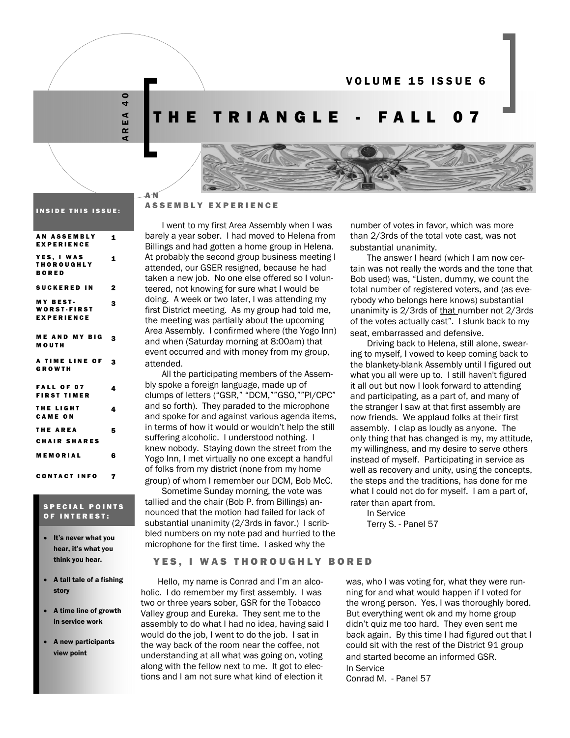# THE TRIANGLE - FALL 07

AREA 40

VOLUME 15 ISSUE 6

**INSIDE THIS ISSUE:**

| | |
|---|---|
| AN ASSEMBLY EXPERIENCE | 1 |
| YES, I WAS THOROUGHLY BORED | 1 |
| SUCKERED IN | 2 |
| MY BEST-WORST-FIRST EXPERIENCE | 3 |
| ME AND MY BIG MOUTH | 3 |
| A TIME LINE OF GROWTH | 3 |
| FALL OF 07 FIRST TIMER | 4 |
| THE LIGHT CAME ON | 4 |
| THE AREA CHAIR SHARES | 5 |
| MEMORIAL | 6 |
| CONTACT INFO | 7 |

**SPECIAL POINTS OF INTEREST:**

- It's never what you hear, it's what you think you hear.
- A tall tale of a fishing story
- A time line of growth in service work
- A new participants view point

## AN ASSEMBLY EXPERIENCE

I went to my first Area Assembly when I was barely a year sober. I had moved to Helena from Billings and had gotten a home group in Helena. At probably the second group business meeting I attended, our GSER resigned, because he had taken a new job. No one else offered so I volunteered, not knowing for sure what I would be doing. A week or two later, I was attending my first District meeting. As my group had told me, the meeting was partially about the upcoming Area Assembly. I confirmed where (the Yogo Inn) and when (Saturday morning at 8:00am) that event occurred and with money from my group, attended.

All the participating members of the Assembly spoke a foreign language, made up of clumps of letters ("GSR," "DCM,""GSO,""PI/CPC" and so forth). They paraded to the microphone and spoke for and against various agenda items, in terms of how it would or wouldn't help the still suffering alcoholic. I understood nothing. I knew nobody. Staying down the street from the Yogo Inn, I met virtually no one except a handful of folks from my district (none from my home group) of whom I remember our DCM, Bob McC.

Sometime Sunday morning, the vote was tallied and the chair (Bob P. from Billings) announced that the motion had failed for lack of substantial unanimity (2/3rds in favor.) I scribbled numbers on my note pad and hurried to the microphone for the first time. I asked why the number of votes in favor, which was more than 2/3rds of the total vote cast, was not substantial unanimity.

The answer I heard (which I am now certain was not really the words and the tone that Bob used) was, "Listen, dummy, we count the total number of registered voters, and (as everybody who belongs here knows) substantial unanimity is 2/3rds of that number not 2/3rds of the votes actually cast". I slunk back to my seat, embarrassed and defensive.

Driving back to Helena, still alone, swearing to myself, I vowed to keep coming back to the blankety-blank Assembly until I figured out what you all were up to. I still haven't figured it all out but now I look forward to attending and participating, as a part of, and many of the stranger I saw at that first assembly are now friends. We applaud folks at their first assembly. I clap as loudly as anyone. The only thing that has changed is my, my attitude, my willingness, and my desire to serve others instead of myself. Participating in service as well as recovery and unity, using the concepts, the steps and the traditions, has done for me what I could not do for myself. I am a part of, rater than apart from.

In Service

Terry S. - Panel 57

## YES, I WAS THOROUGHLY BORED

Hello, my name is Conrad and I'm an alcoholic. I do remember my first assembly. I was two or three years sober, GSR for the Tobacco Valley group and Eureka. They sent me to the assembly to do what I had no idea, having said I would do the job, I went to do the job. I sat in the way back of the room near the coffee, not understanding at all what was going on, voting along with the fellow next to me. It got to elections and I am not sure what kind of election it was, who I was voting for, what they were running for and what would happen if I voted for the wrong person. Yes, I was thoroughly bored. But everything went ok and my home group didn't quiz me too hard. They even sent me back again. By this time I had figured out that I could sit with the rest of the District 91 group and started become an informed GSR.

In Service

Conrad M. - Panel 57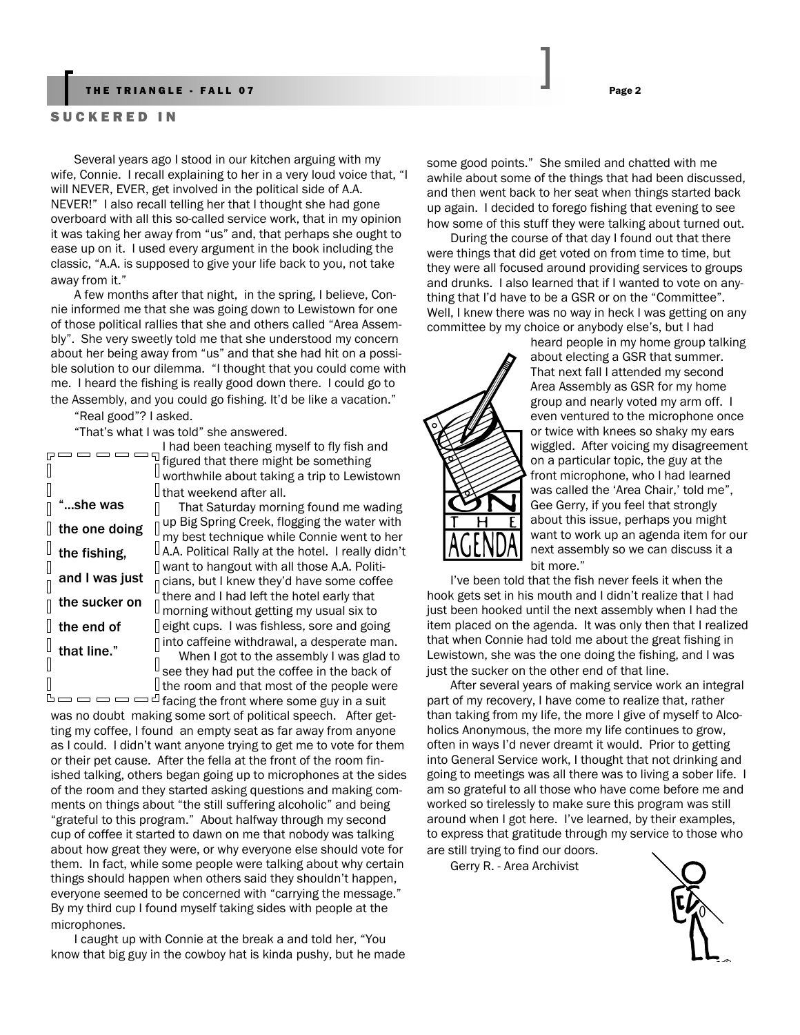## SUCKERED IN

Several years ago I stood in our kitchen arguing with my wife, Connie. I recall explaining to her in a very loud voice that, "I will NEVER, EVER, get involved in the political side of A.A. NEVER!" I also recall telling her that I thought she had gone overboard with all this so-called service work, that in my opinion it was taking her away from "us" and, that perhaps she ought to ease up on it. I used every argument in the book including the classic, "A.A. is supposed to give your life back to you, not take away from it."

A few months after that night, in the spring, I believe, Connie informed me that she was going down to Lewistown for one of those political rallies that she and others called "Area Assembly". She very sweetly told me that she understood my concern about her being away from "us" and that she had hit on a possible solution to our dilemma. "I thought that you could come with me. I heard the fishing is really good down there. I could go to the Assembly, and you could go fishing. It'd be like a vacation."

"Real good"? I asked.

"That's what I was told" she answered.

I had been teaching myself to fly fish and figured that there might be something worthwhile about taking a trip to Lewistown that weekend after all.

> "...she was the one doing the fishing, and I was just the sucker on the end of that line."

That Saturday morning found me wading up Big Spring Creek, flogging the water with my best technique while Connie went to her A.A. Political Rally at the hotel. I really didn't want to hangout with all those A.A. Politicians, but I knew they'd have some coffee there and I had left the hotel early that morning without getting my usual six to eight cups. I was fishless, sore and going into caffeine withdrawal, a desperate man.

When I got to the assembly I was glad to see they had put the coffee in the back of the room and that most of the people were facing the front where some guy in a suit was no doubt making some sort of political speech. After getting my coffee, I found an empty seat as far away from anyone as I could. I didn't want anyone trying to get me to vote for them or their pet cause. After the fella at the front of the room finished talking, others began going up to microphones at the sides of the room and they started asking questions and making comments on things about "the still suffering alcoholic" and being "grateful to this program." About halfway through my second cup of coffee it started to dawn on me that nobody was talking about how great they were, or why everyone else should vote for them. In fact, while some people were talking about why certain things should happen when others said they shouldn't happen, everyone seemed to be concerned with "carrying the message." By my third cup I found myself taking sides with people at the microphones.

I caught up with Connie at the break a and told her, "You know that big guy in the cowboy hat is kinda pushy, but he made some good points." She smiled and chatted with me awhile about some of the things that had been discussed, and then went back to her seat when things started back up again. I decided to forego fishing that evening to see how some of this stuff they were talking about turned out.

During the course of that day I found out that there were things that did get voted on from time to time, but they were all focused around providing services to groups and drunks. I also learned that if I wanted to vote on anything that I'd have to be a GSR or on the "Committee". Well, I knew there was no way in heck I was getting on any committee by my choice or anybody else's, but I had heard people in my home group talking about electing a GSR that summer. That next fall I attended my second Area Assembly as GSR for my home group and nearly voted my arm off. I even ventured to the microphone once or twice with knees so shaky my ears wiggled. After voicing my disagreement on a particular topic, the guy at the front microphone, who I had learned was called the 'Area Chair,' told me", Gee Gerry, if you feel that strongly about this issue, perhaps you might want to work up an agenda item for our next assembly so we can discuss it a bit more."

I've been told that the fish never feels it when the hook gets set in his mouth and I didn't realize that I had just been hooked until the next assembly when I had the item placed on the agenda. It was only then that I realized that when Connie had told me about the great fishing in Lewistown, she was the one doing the fishing, and I was just the sucker on the other end of that line.

After several years of making service work an integral part of my recovery, I have come to realize that, rather than taking from my life, the more I give of myself to Alcoholics Anonymous, the more my life continues to grow, often in ways I'd never dreamt it would. Prior to getting into General Service work, I thought that not drinking and going to meetings was all there was to living a sober life. I am so grateful to all those who have come before me and worked so tirelessly to make sure this program was still around when I got here. I've learned, by their examples, to express that gratitude through my service to those who are still trying to find our doors.

Gerry R. - Area Archivist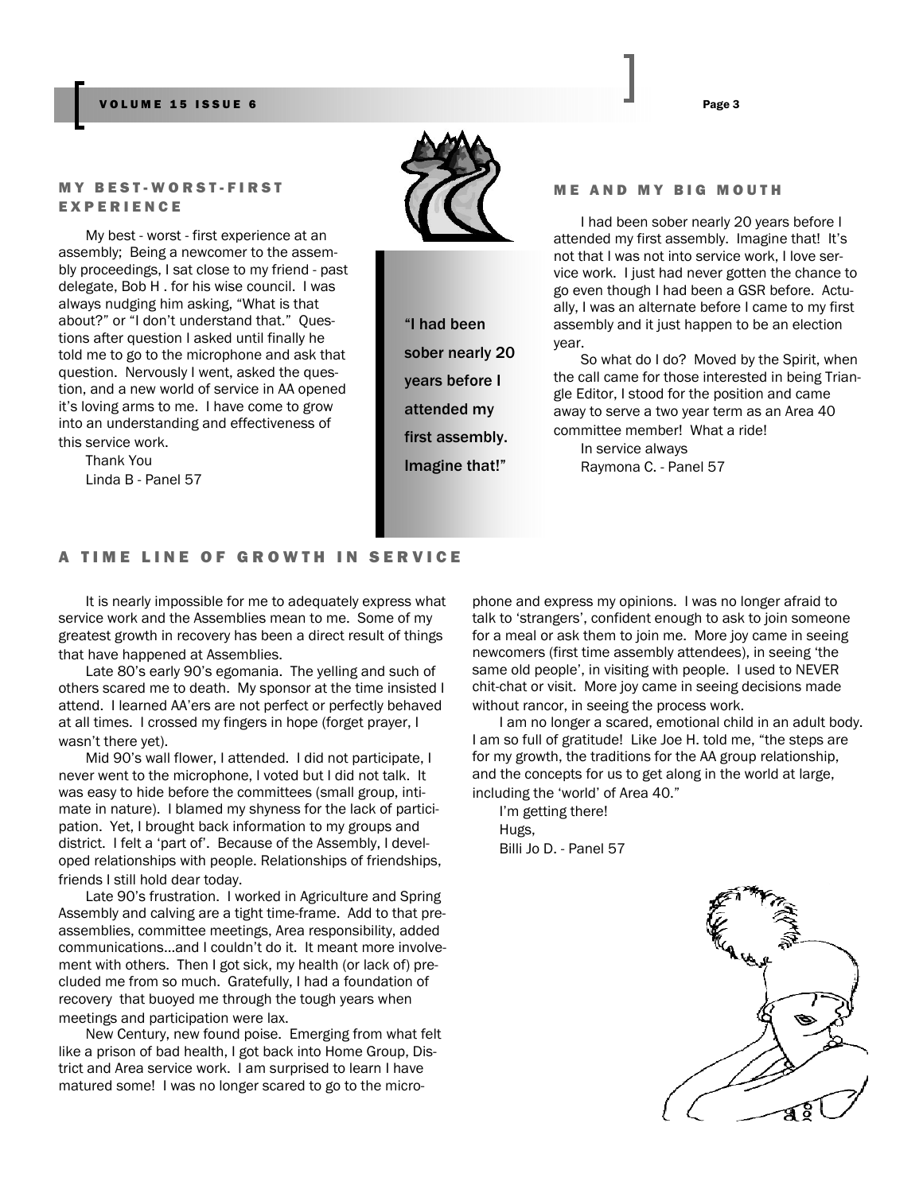## MY BEST-WORST-FIRST EXPERIENCE

My best - worst - first experience at an assembly; Being a newcomer to the assembly proceedings, I sat close to my friend - past delegate, Bob H . for his wise council. I was always nudging him asking, "What is that about?" or "I don't understand that." Questions after question I asked until finally he told me to go to the microphone and ask that question. Nervously I went, asked the question, and a new world of service in AA opened it's loving arms to me. I have come to grow into an understanding and effectiveness of this service work.

Thank You

Linda B - Panel 57

> "I had been sober nearly 20 years before I attended my first assembly. Imagine that!"

## ME AND MY BIG MOUTH

I had been sober nearly 20 years before I attended my first assembly. Imagine that! It's not that I was not into service work, I love service work. I just had never gotten the chance to go even though I had been a GSR before. Actually, I was an alternate before I came to my first assembly and it just happen to be an election year.

So what do I do? Moved by the Spirit, when the call came for those interested in being Triangle Editor, I stood for the position and came away to serve a two year term as an Area 40 committee member! What a ride!

In service always

Raymona C. - Panel 57

## A TIME LINE OF GROWTH IN SERVICE

It is nearly impossible for me to adequately express what service work and the Assemblies mean to me. Some of my greatest growth in recovery has been a direct result of things that have happened at Assemblies.

Late 80's early 90's egomania. The yelling and such of others scared me to death. My sponsor at the time insisted I attend. I learned AA'ers are not perfect or perfectly behaved at all times. I crossed my fingers in hope (forget prayer, I wasn't there yet).

Mid 90's wall flower, I attended. I did not participate, I never went to the microphone, I voted but I did not talk. It was easy to hide before the committees (small group, intimate in nature). I blamed my shyness for the lack of participation. Yet, I brought back information to my groups and district. I felt a 'part of'. Because of the Assembly, I developed relationships with people. Relationships of friendships, friends I still hold dear today.

Late 90's frustration. I worked in Agriculture and Spring Assembly and calving are a tight time-frame. Add to that pre-assemblies, committee meetings, Area responsibility, added communications…and I couldn't do it. It meant more involvement with others. Then I got sick, my health (or lack of) precluded me from so much. Gratefully, I had a foundation of recovery that buoyed me through the tough years when meetings and participation were lax.

New Century, new found poise. Emerging from what felt like a prison of bad health, I got back into Home Group, District and Area service work. I am surprised to learn I have matured some! I was no longer scared to go to the microphone and express my opinions. I was no longer afraid to talk to 'strangers', confident enough to ask to join someone for a meal or ask them to join me. More joy came in seeing newcomers (first time assembly attendees), in seeing 'the same old people', in visiting with people. I used to NEVER chit-chat or visit. More joy came in seeing decisions made without rancor, in seeing the process work.

I am no longer a scared, emotional child in an adult body. I am so full of gratitude! Like Joe H. told me, "the steps are for my growth, the traditions for the AA group relationship, and the concepts for us to get along in the world at large, including the 'world' of Area 40."

I'm getting there!

Hugs,

Billi Jo D. - Panel 57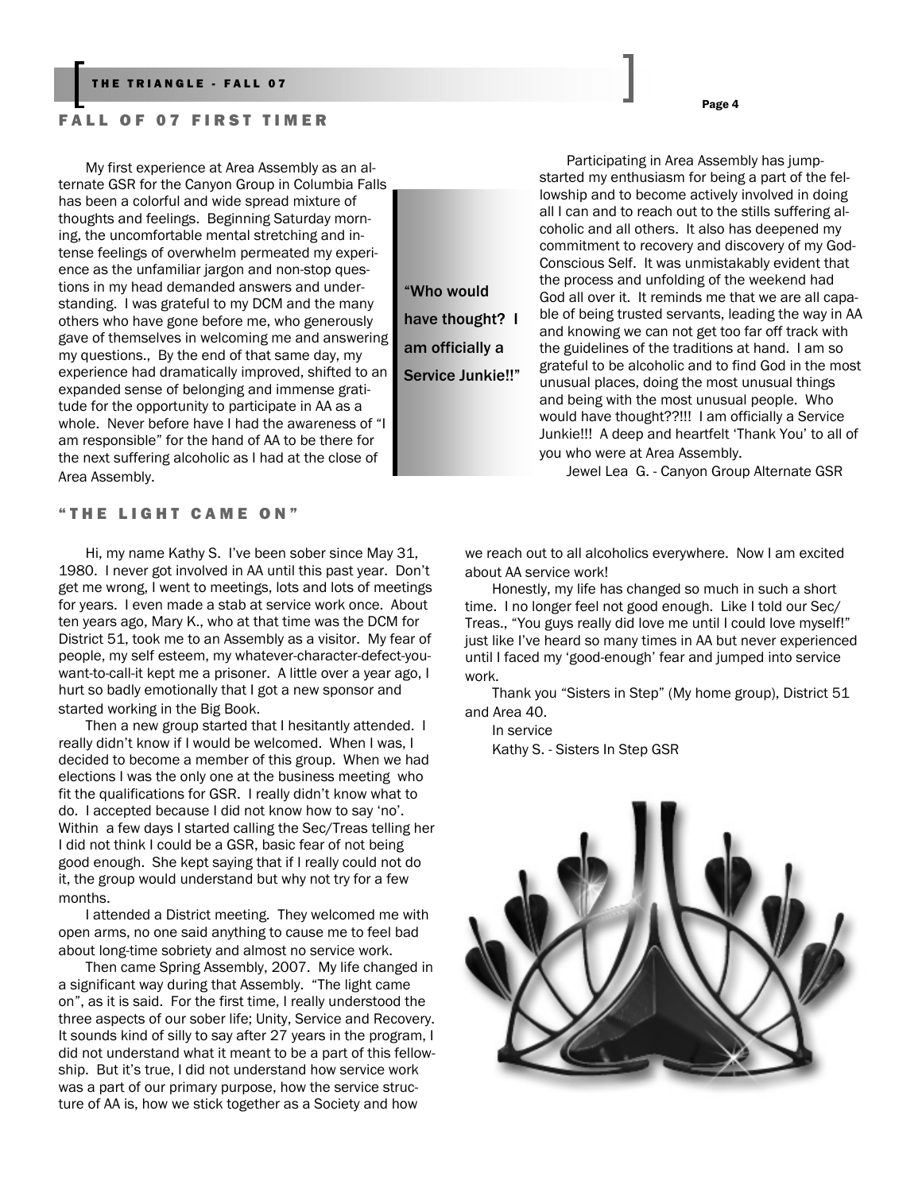## FALL OF 07 FIRST TIMER

My first experience at Area Assembly as an alternate GSR for the Canyon Group in Columbia Falls has been a colorful and wide spread mixture of thoughts and feelings. Beginning Saturday morning, the uncomfortable mental stretching and intense feelings of overwhelm permeated my experience as the unfamiliar jargon and non-stop questions in my head demanded answers and understanding. I was grateful to my DCM and the many others who have gone before me, who generously gave of themselves in welcoming me and answering my questions., By the end of that same day, my experience had dramatically improved, shifted to an expanded sense of belonging and immense gratitude for the opportunity to participate in AA as a whole. Never before have I had the awareness of "I am responsible" for the hand of AA to be there for the next suffering alcoholic as I had at the close of Area Assembly.

> "Who would have thought? I am officially a Service Junkie!!"

Participating in Area Assembly has jump-started my enthusiasm for being a part of the fellowship and to become actively involved in doing all I can and to reach out to the stills suffering alcoholic and all others. It also has deepened my commitment to recovery and discovery of my God-Conscious Self. It was unmistakably evident that the process and unfolding of the weekend had God all over it. It reminds me that we are all capable of being trusted servants, leading the way in AA and knowing we can not get too far off track with the guidelines of the traditions at hand. I am so grateful to be alcoholic and to find God in the most unusual places, doing the most unusual things and being with the most unusual people. Who would have thought??!!! I am officially a Service Junkie!!! A deep and heartfelt 'Thank You' to all of you who were at Area Assembly.

Jewel Lea G. - Canyon Group Alternate GSR

## "THE LIGHT CAME ON"

Hi, my name Kathy S. I've been sober since May 31, 1980. I never got involved in AA until this past year. Don't get me wrong, I went to meetings, lots and lots of meetings for years. I even made a stab at service work once. About ten years ago, Mary K., who at that time was the DCM for District 51, took me to an Assembly as a visitor. My fear of people, my self esteem, my whatever-character-defect-you-want-to-call-it kept me a prisoner. A little over a year ago, I hurt so badly emotionally that I got a new sponsor and started working in the Big Book.

Then a new group started that I hesitantly attended. I really didn't know if I would be welcomed. When I was, I decided to become a member of this group. When we had elections I was the only one at the business meeting who fit the qualifications for GSR. I really didn't know what to do. I accepted because I did not know how to say 'no'. Within a few days I started calling the Sec/Treas telling her I did not think I could be a GSR, basic fear of not being good enough. She kept saying that if I really could not do it, the group would understand but why not try for a few months.

I attended a District meeting. They welcomed me with open arms, no one said anything to cause me to feel bad about long-time sobriety and almost no service work.

Then came Spring Assembly, 2007. My life changed in a significant way during that Assembly. "The light came on", as it is said. For the first time, I really understood the three aspects of our sober life; Unity, Service and Recovery. It sounds kind of silly to say after 27 years in the program, I did not understand what it meant to be a part of this fellowship. But it's true, I did not understand how service work was a part of our primary purpose, how the service structure of AA is, how we stick together as a Society and how we reach out to all alcoholics everywhere. Now I am excited about AA service work!

Honestly, my life has changed so much in such a short time. I no longer feel not good enough. Like I told our Sec/Treas., "You guys really did love me until I could love myself!" just like I've heard so many times in AA but never experienced until I faced my 'good-enough' fear and jumped into service work.

Thank you "Sisters in Step" (My home group), District 51 and Area 40.

In service

Kathy S. - Sisters In Step GSR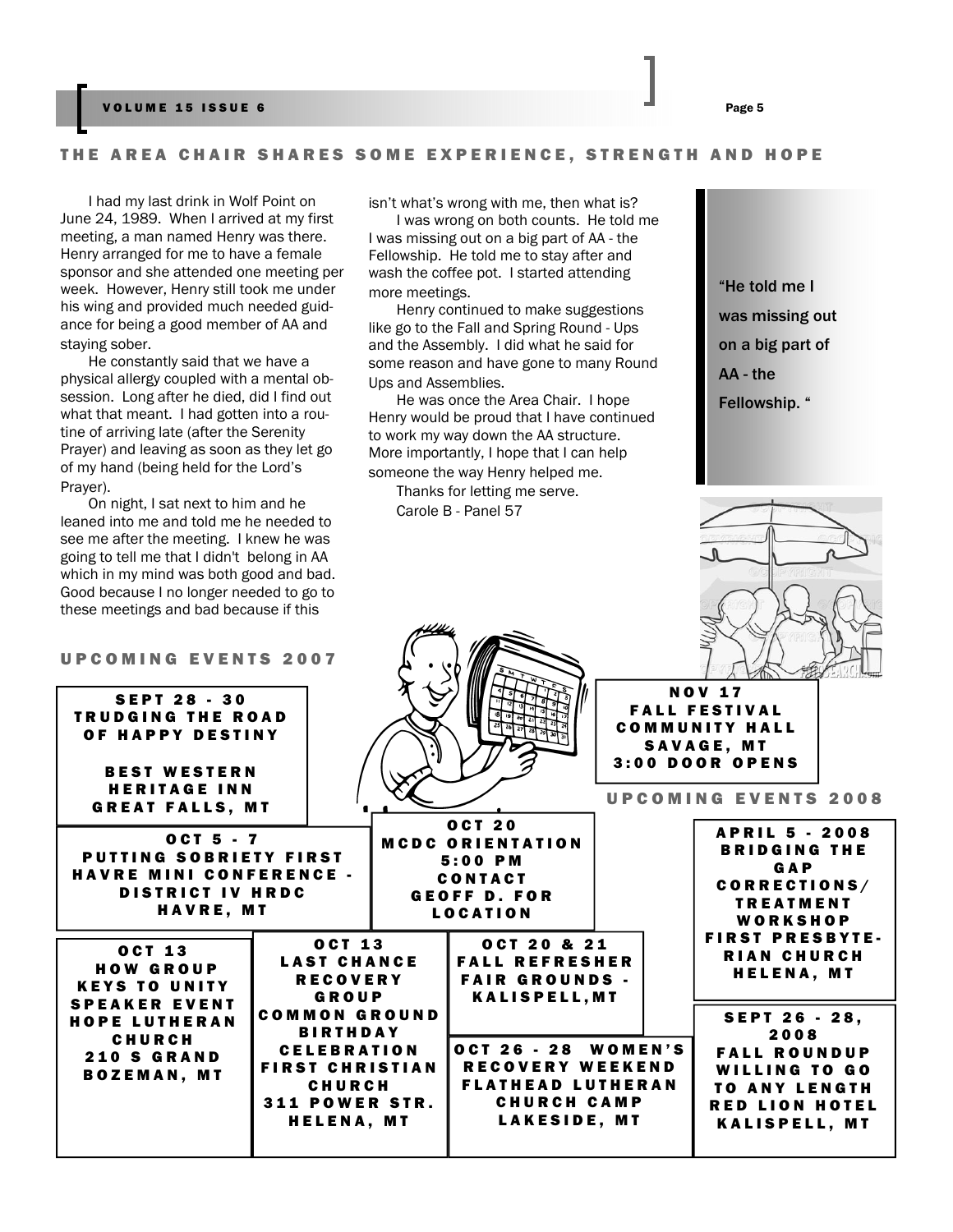## THE AREA CHAIR SHARES SOME EXPERIENCE, STRENGTH AND HOPE

I had my last drink in Wolf Point on June 24, 1989. When I arrived at my first meeting, a man named Henry was there. Henry arranged for me to have a female sponsor and she attended one meeting per week. However, Henry still took me under his wing and provided much needed guidance for being a good member of AA and staying sober.

He constantly said that we have a physical allergy coupled with a mental obsession. Long after he died, did I find out what that meant. I had gotten into a routine of arriving late (after the Serenity Prayer) and leaving as soon as they let go of my hand (being held for the Lord's Prayer).

On night, I sat next to him and he leaned into me and told me he needed to see me after the meeting. I knew he was going to tell me that I didn't belong in AA which in my mind was both good and bad. Good because I no longer needed to go to these meetings and bad because if this isn't what's wrong with me, then what is?

I was wrong on both counts. He told me I was missing out on a big part of AA - the Fellowship. He told me to stay after and wash the coffee pot. I started attending more meetings.

Henry continued to make suggestions like go to the Fall and Spring Round - Ups and the Assembly. I did what he said for some reason and have gone to many Round Ups and Assemblies.

He was once the Area Chair. I hope Henry would be proud that I have continued to work my way down the AA structure. More importantly, I hope that I can help someone the way Henry helped me.

Thanks for letting me serve.

Carole B - Panel 57

> "He told me I was missing out on a big part of AA - the Fellowship. "

## UPCOMING EVENTS 2007

**SEPT 28 - 30**
TRUDGING THE ROAD OF HAPPY DESTINY
BEST WESTERN HERITAGE INN
GREAT FALLS, MT

**OCT 5 - 7**
PUTTING SOBRIETY FIRST
HAVRE MINI CONFERENCE - DISTRICT IV HRDC
HAVRE, MT

**OCT 13**
HOW GROUP
KEYS TO UNITY SPEAKER EVENT
HOPE LUTHERAN CHURCH
210 S GRAND
BOZEMAN, MT

**OCT 13**
LAST CHANCE RECOVERY GROUP
COMMON GROUND BIRTHDAY CELEBRATION
FIRST CHRISTIAN CHURCH
311 POWER STR.
HELENA, MT

**OCT 20**
MCDC ORIENTATION
5:00 PM
CONTACT GEOFF D. FOR LOCATION

**OCT 20 & 21**
FALL REFRESHER
FAIR GROUNDS - KALISPELL, MT

**OCT 26 - 28**
WOMEN'S RECOVERY WEEKEND
FLATHEAD LUTHERAN CHURCH CAMP
LAKESIDE, MT

**NOV 17**
FALL FESTIVAL
COMMUNITY HALL
SAVAGE, MT
3:00 DOOR OPENS

## UPCOMING EVENTS 2008

**APRIL 5 - 2008**
BRIDGING THE GAP
CORRECTIONS/ TREATMENT WORKSHOP
FIRST PRESBYTERIAN CHURCH
HELENA, MT

**SEPT 26 - 28, 2008**
FALL ROUNDUP
WILLING TO GO TO ANY LENGTH
RED LION HOTEL
KALISPELL, MT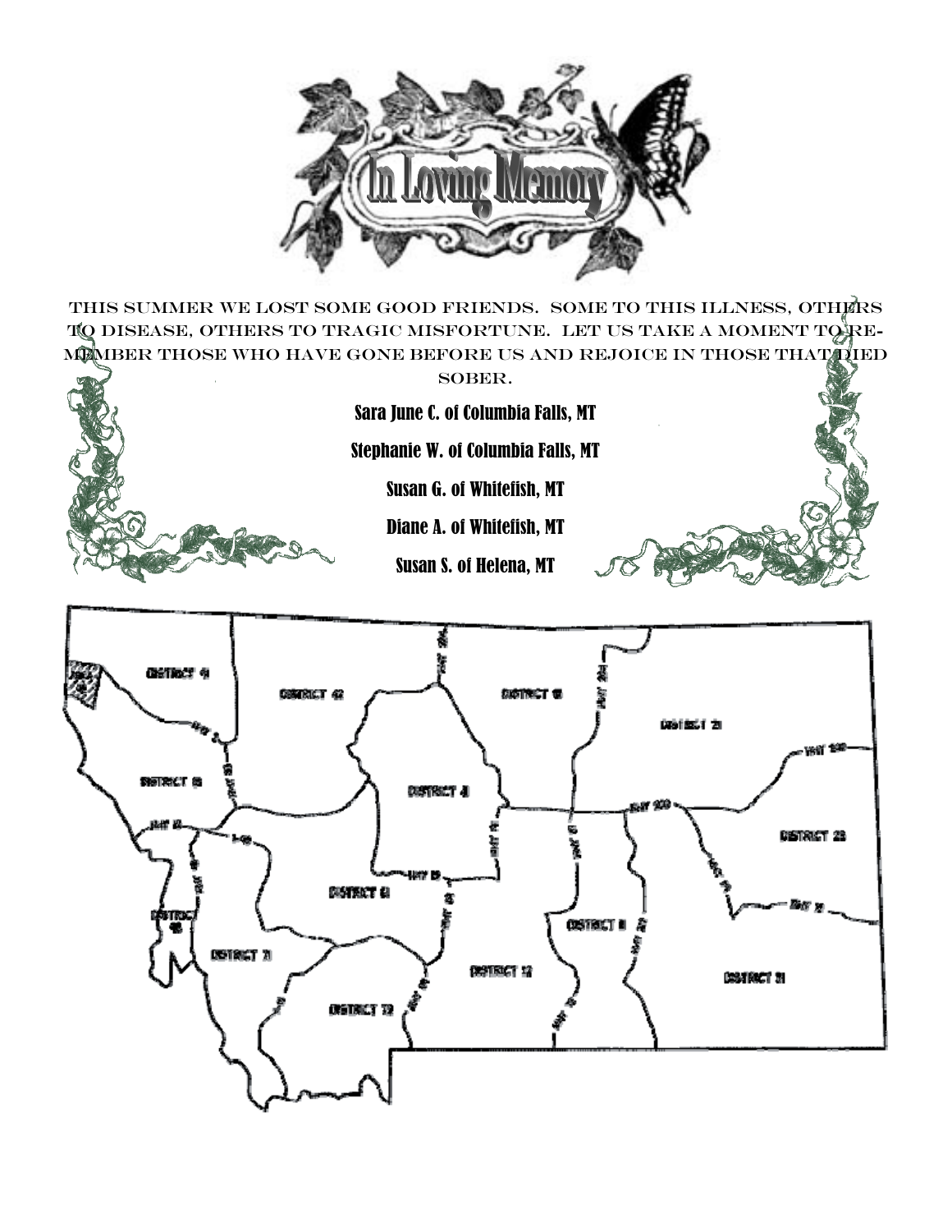# In Loving Memory

This summer we lost some good friends. Some to this illness, others to disease, others to tragic misfortune. Let us take a moment to remember those who have gone before us and rejoice in those that died sober.

Sara June C. of Columbia Falls, MT

Stephanie W. of Columbia Falls, MT

Susan G. of Whitefish, MT

Diane A. of Whitefish, MT

Susan S. of Helena, MT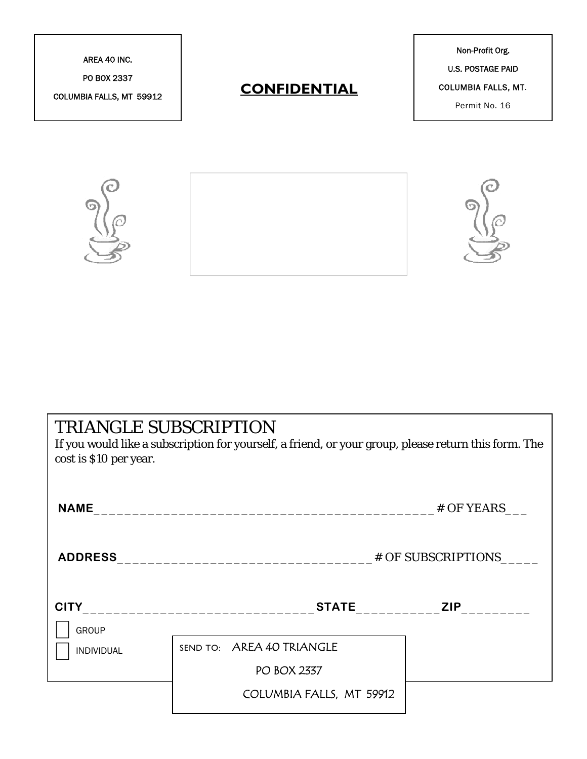AREA 40 INC.

PO BOX 2337

COLUMBIA FALLS, MT 59912

**CONFIDENTIAL**

Non-Profit Org.

U.S. POSTAGE PAID

COLUMBIA FALLS, MT.

Permit No. 16

# TRIANGLE SUBSCRIPTION

If you would like a subscription for yourself, a friend, or your group, please return this form. The cost is $10 per year.

**NAME**\_\_\_\_\_\_\_\_\_\_\_\_\_\_\_\_\_\_\_\_\_\_\_\_\_\_\_\_\_\_\_\_\_\_\_\_\_\_\_\_\_\_\_\_\_\_ # OF YEARS\_\_\_

**ADDRESS**\_\_\_\_\_\_\_\_\_\_\_\_\_\_\_\_\_\_\_\_\_\_\_\_\_\_\_\_\_\_\_\_\_\_\_ # OF SUBSCRIPTIONS\_\_\_\_\_

**CITY**\_\_\_\_\_\_\_\_\_\_\_\_\_\_\_\_\_\_\_\_\_\_\_\_\_\_\_\_\_\_\_ **STATE**\_\_\_\_\_\_\_\_\_\_\_ **ZIP**\_\_\_\_\_\_\_\_\_

☐ GROUP

☐ INDIVIDUAL

SEND TO: AREA 40 TRIANGLE

PO BOX 2337

COLUMBIA FALLS, MT 59912